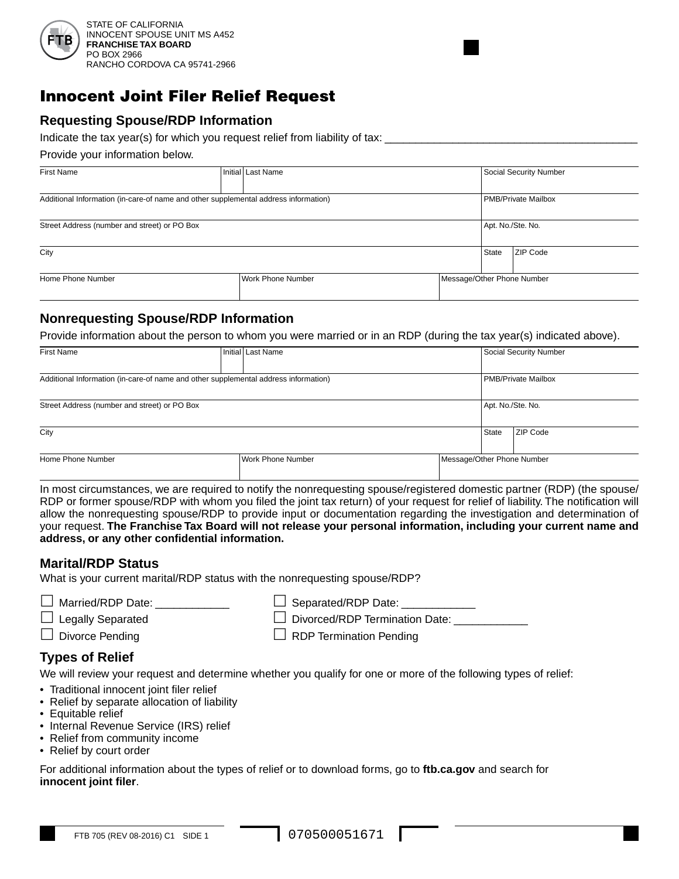STATE OF CALIFORNIA
INNOCENT SPOUSE UNIT MS A452
**FRANCHISE TAX BOARD**
PO BOX 2966
RANCHO CORDOVA CA 95741-2966

# Innocent Joint Filer Relief Request

## Requesting Spouse/RDP Information

Indicate the tax year(s) for which you request relief from liability of tax: ________________________________________

Provide your information below.

| First Name | Initial | Last Name | Social Security Number |
|---|---|---|---|
| | | | |

| Additional Information (in-care-of name and other supplemental address information) | PMB/Private Mailbox |
|---|---|
| | |

| Street Address (number and street) or PO Box | Apt. No./Ste. No. |
|---|---|
| | |

| City | State | ZIP Code |
|---|---|---|
| | | |

| Home Phone Number | Work Phone Number | Message/Other Phone Number |
|---|---|---|
| | | |

## Nonrequesting Spouse/RDP Information

Provide information about the person to whom you were married or in an RDP (during the tax year(s) indicated above).

| First Name | Initial | Last Name | Social Security Number |
|---|---|---|---|
| | | | |

| Additional Information (in-care-of name and other supplemental address information) | PMB/Private Mailbox |
|---|---|
| | |

| Street Address (number and street) or PO Box | Apt. No./Ste. No. |
|---|---|
| | |

| City | State | ZIP Code |
|---|---|---|
| | | |

| Home Phone Number | Work Phone Number | Message/Other Phone Number |
|---|---|---|
| | | |

In most circumstances, we are required to notify the nonrequesting spouse/registered domestic partner (RDP) (the spouse/RDP or former spouse/RDP with whom you filed the joint tax return) of your request for relief of liability. The notification will allow the nonrequesting spouse/RDP to provide input or documentation regarding the investigation and determination of your request. **The Franchise Tax Board will not release your personal information, including your current name and address, or any other confidential information.**

## Marital/RDP Status

What is your current marital/RDP status with the nonrequesting spouse/RDP?

- ☐ Married/RDP Date: ____________
- ☐ Legally Separated
- ☐ Divorce Pending
- ☐ Separated/RDP Date: ____________
- ☐ Divorced/RDP Termination Date: ____________
- ☐ RDP Termination Pending

## Types of Relief

We will review your request and determine whether you qualify for one or more of the following types of relief:

- Traditional innocent joint filer relief
- Relief by separate allocation of liability
- Equitable relief
- Internal Revenue Service (IRS) relief
- Relief from community income
- Relief by court order

For additional information about the types of relief or to download forms, go to **ftb.ca.gov** and search for **innocent joint filer**.

FTB 705 (REV 08-2016) C1 SIDE 1

070500051671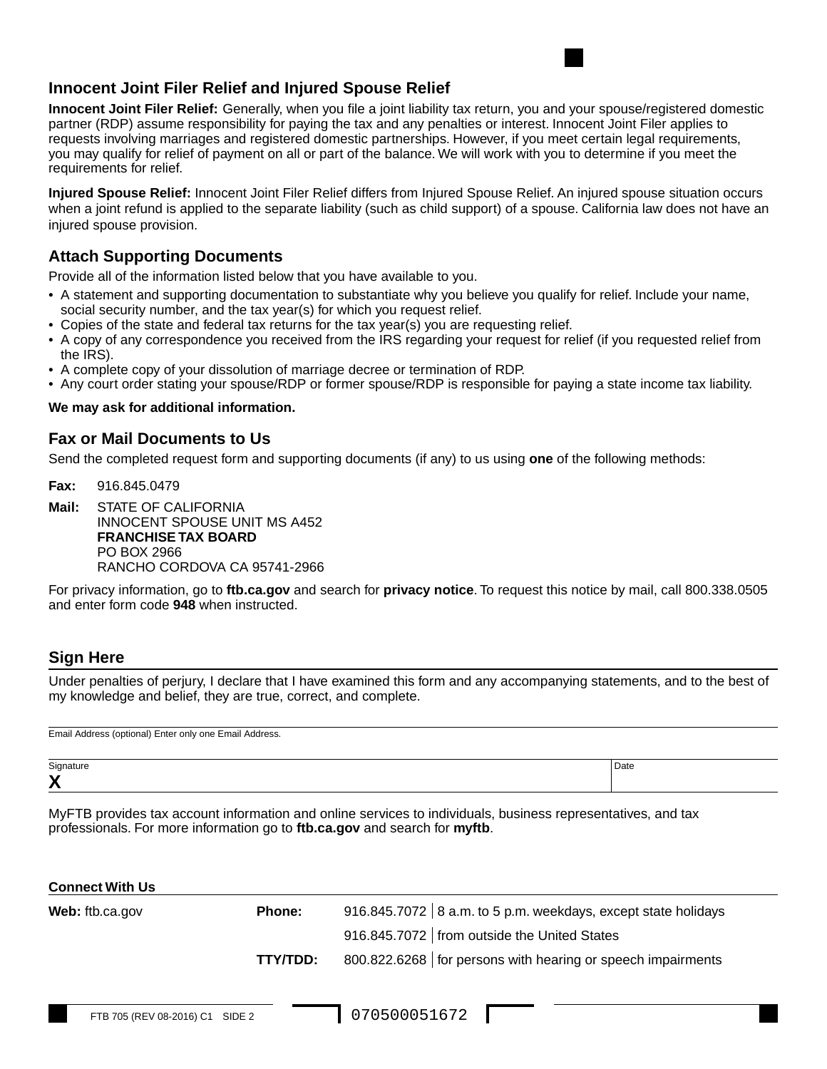## Innocent Joint Filer Relief and Injured Spouse Relief

**Innocent Joint Filer Relief:** Generally, when you file a joint liability tax return, you and your spouse/registered domestic partner (RDP) assume responsibility for paying the tax and any penalties or interest. Innocent Joint Filer applies to requests involving marriages and registered domestic partnerships. However, if you meet certain legal requirements, you may qualify for relief of payment on all or part of the balance. We will work with you to determine if you meet the requirements for relief.

**Injured Spouse Relief:** Innocent Joint Filer Relief differs from Injured Spouse Relief. An injured spouse situation occurs when a joint refund is applied to the separate liability (such as child support) of a spouse. California law does not have an injured spouse provision.

## Attach Supporting Documents

Provide all of the information listed below that you have available to you.

- A statement and supporting documentation to substantiate why you believe you qualify for relief. Include your name, social security number, and the tax year(s) for which you request relief.
- Copies of the state and federal tax returns for the tax year(s) you are requesting relief.
- A copy of any correspondence you received from the IRS regarding your request for relief (if you requested relief from the IRS).
- A complete copy of your dissolution of marriage decree or termination of RDP.
- Any court order stating your spouse/RDP or former spouse/RDP is responsible for paying a state income tax liability.

**We may ask for additional information.**

## Fax or Mail Documents to Us

Send the completed request form and supporting documents (if any) to us using **one** of the following methods:

**Fax:** 916.845.0479

**Mail:** STATE OF CALIFORNIA
INNOCENT SPOUSE UNIT MS A452
**FRANCHISE TAX BOARD**
PO BOX 2966
RANCHO CORDOVA CA 95741-2966

For privacy information, go to **ftb.ca.gov** and search for **privacy notice**. To request this notice by mail, call 800.338.0505 and enter form code **948** when instructed.

## Sign Here

Under penalties of perjury, I declare that I have examined this form and any accompanying statements, and to the best of my knowledge and belief, they are true, correct, and complete.

Email Address (optional) Enter only one Email Address.

| Signature | Date |
|---|---|
| X | |

MyFTB provides tax account information and online services to individuals, business representatives, and tax professionals. For more information go to **ftb.ca.gov** and search for **myftb**.

**Connect With Us**

| | | | |
|---|---|---|---|
| **Web:** ftb.ca.gov | **Phone:** | 916.845.7072 | 8 a.m. to 5 p.m. weekdays, except state holidays |
| | | 916.845.7072 | from outside the United States |
| | **TTY/TDD:** | 800.822.6268 | for persons with hearing or speech impairments |

FTB 705 (REV 08-2016) C1 SIDE 2

070500051672